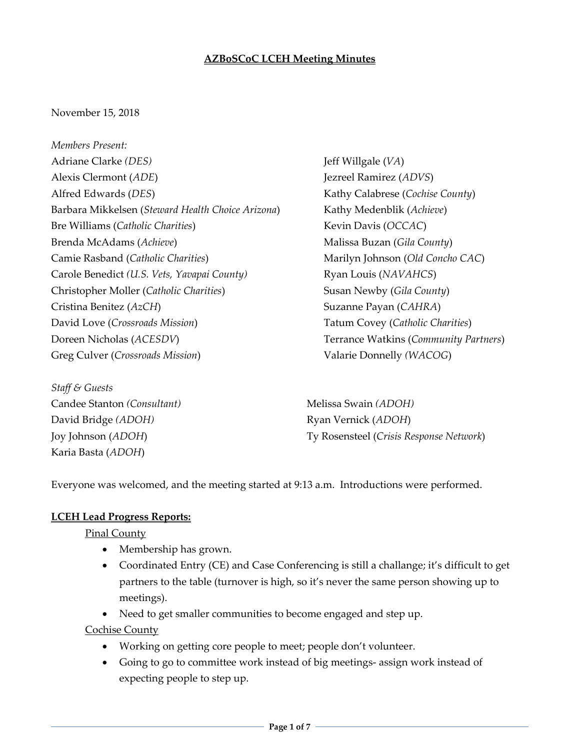# AZBoSCoC LCEH Meeting Minutes

November 15, 2018

*Members Present:*

Adriane Clarke *(DES)*
Alexis Clermont (*ADE*)
Alfred Edwards (*DES*)
Barbara Mikkelsen (*Steward Health Choice Arizona*)
Bre Williams (*Catholic Charities*)
Brenda McAdams (*Achieve*)
Camie Rasband (*Catholic Charities*)
Carole Benedict *(U.S. Vets, Yavapai County)*
Christopher Moller (*Catholic Charities*)
Cristina Benitez (*AzCH*)
David Love (*Crossroads Mission*)
Doreen Nicholas (*ACESDV*)
Greg Culver (*Crossroads Mission*)
Jeff Willgale (*VA*)
Jezreel Ramirez (*ADVS*)
Kathy Calabrese (*Cochise County*)
Kathy Medenblik (*Achieve*)
Kevin Davis (*OCCAC*)
Malissa Buzan (*Gila County*)
Marilyn Johnson (*Old Concho CAC*)
Ryan Louis (*NAVAHCS*)
Susan Newby (*Gila County*)
Suzanne Payan (*CAHRA*)
Tatum Covey (*Catholic Charities*)
Terrance Watkins (*Community Partners*)
Valarie Donnelly *(WACOG*)

*Staff & Guests*

Candee Stanton *(Consultant)*
David Bridge *(ADOH)*
Joy Johnson (*ADOH*)
Karia Basta (*ADOH*)
Melissa Swain *(ADOH)*
Ryan Vernick (*ADOH*)
Ty Rosensteel (*Crisis Response Network*)

Everyone was welcomed, and the meeting started at 9:13 a.m. Introductions were performed.

## LCEH Lead Progress Reports:

Pinal County

- Membership has grown.
- Coordinated Entry (CE) and Case Conferencing is still a challange; it's difficult to get partners to the table (turnover is high, so it's never the same person showing up to meetings).
- Need to get smaller communities to become engaged and step up.

Cochise County

- Working on getting core people to meet; people don't volunteer.
- Going to go to committee work instead of big meetings- assign work instead of expecting people to step up.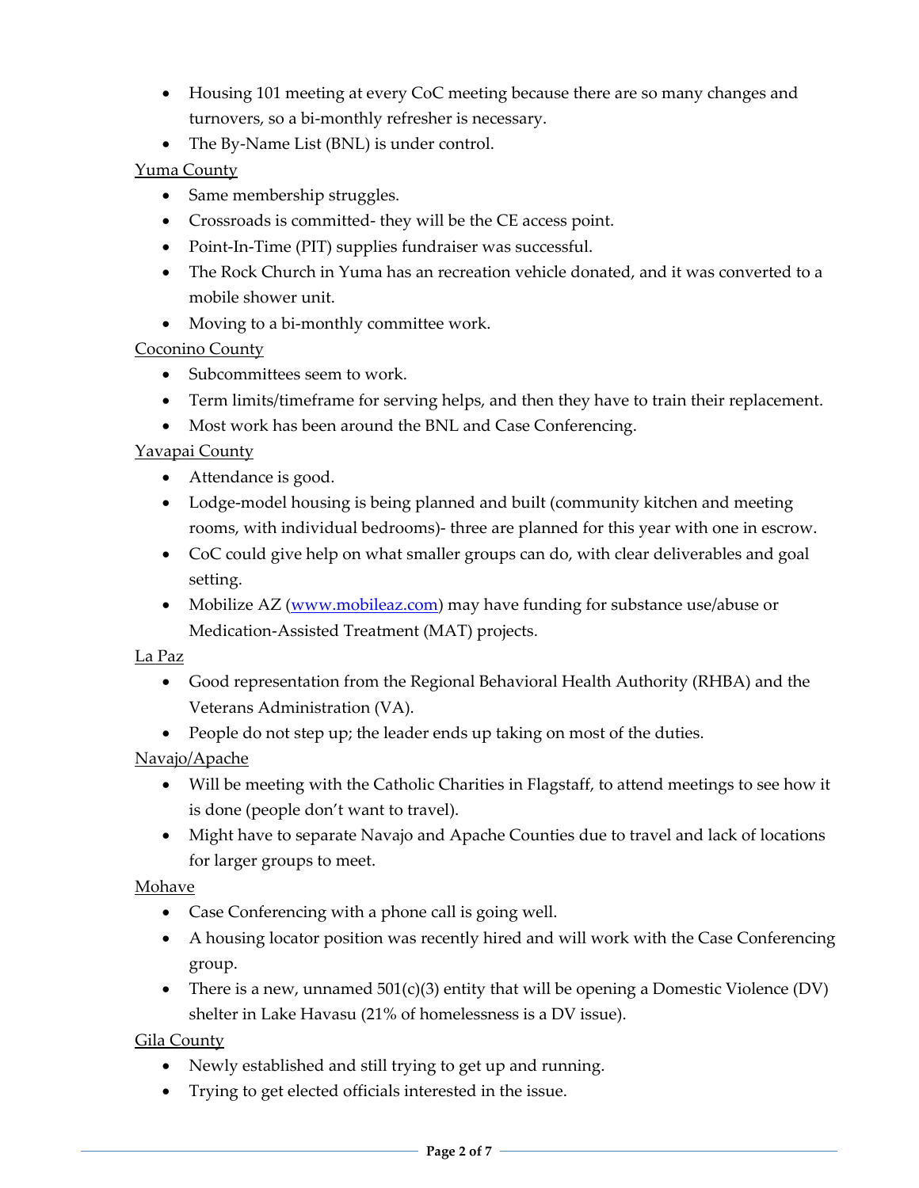- Housing 101 meeting at every CoC meeting because there are so many changes and turnovers, so a bi-monthly refresher is necessary.
- The By-Name List (BNL) is under control.

Yuma County

- Same membership struggles.
- Crossroads is committed- they will be the CE access point.
- Point-In-Time (PIT) supplies fundraiser was successful.
- The Rock Church in Yuma has an recreation vehicle donated, and it was converted to a mobile shower unit.
- Moving to a bi-monthly committee work.

Coconino County

- Subcommittees seem to work.
- Term limits/timeframe for serving helps, and then they have to train their replacement.
- Most work has been around the BNL and Case Conferencing.

Yavapai County

- Attendance is good.
- Lodge-model housing is being planned and built (community kitchen and meeting rooms, with individual bedrooms)- three are planned for this year with one in escrow.
- CoC could give help on what smaller groups can do, with clear deliverables and goal setting.
- Mobilize AZ (www.mobileaz.com) may have funding for substance use/abuse or Medication-Assisted Treatment (MAT) projects.

La Paz

- Good representation from the Regional Behavioral Health Authority (RHBA) and the Veterans Administration (VA).
- People do not step up; the leader ends up taking on most of the duties.

Navajo/Apache

- Will be meeting with the Catholic Charities in Flagstaff, to attend meetings to see how it is done (people don't want to travel).
- Might have to separate Navajo and Apache Counties due to travel and lack of locations for larger groups to meet.

Mohave

- Case Conferencing with a phone call is going well.
- A housing locator position was recently hired and will work with the Case Conferencing group.
- There is a new, unnamed 501(c)(3) entity that will be opening a Domestic Violence (DV) shelter in Lake Havasu (21% of homelessness is a DV issue).

Gila County

- Newly established and still trying to get up and running.
- Trying to get elected officials interested in the issue.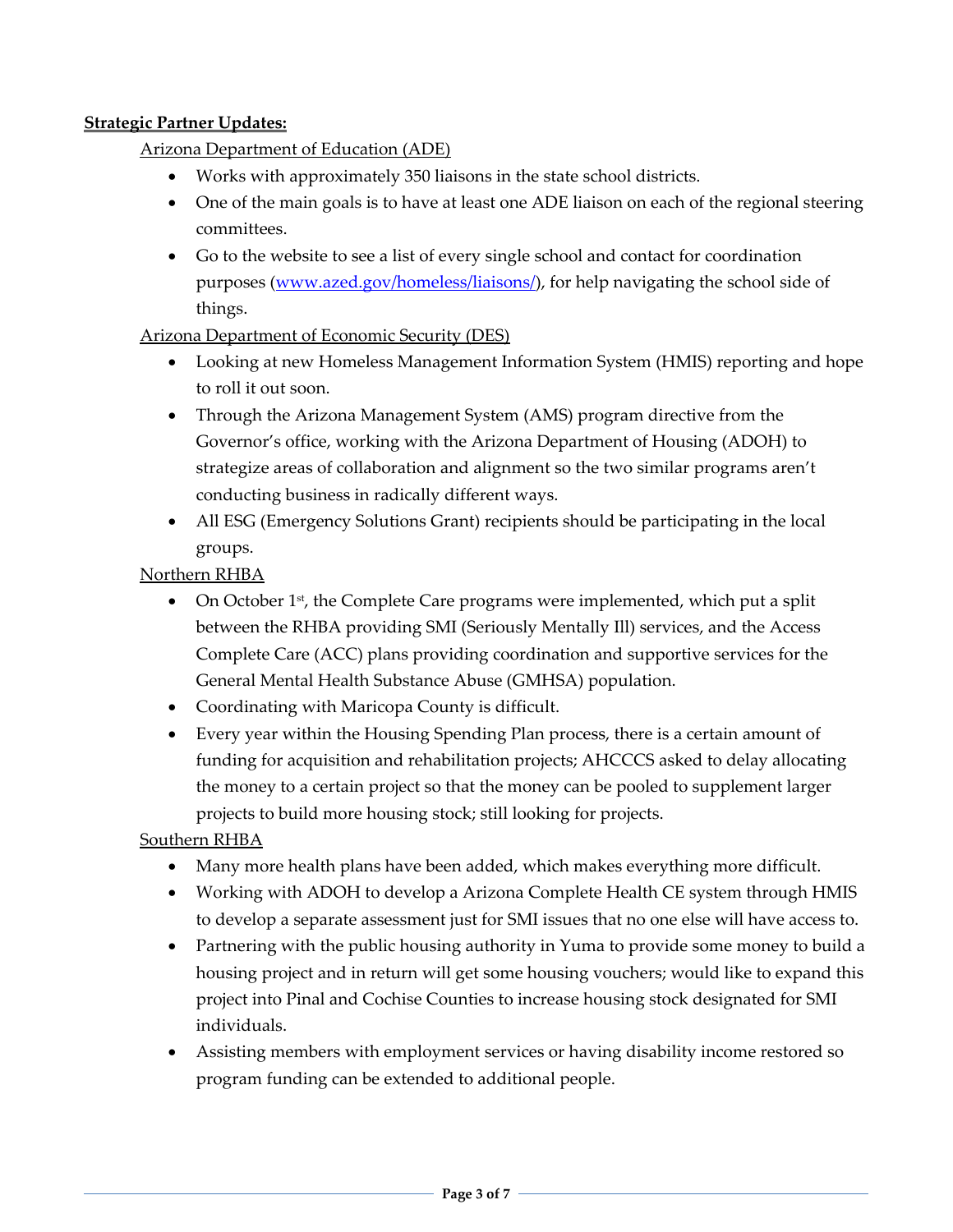**Strategic Partner Updates:**

Arizona Department of Education (ADE)

- Works with approximately 350 liaisons in the state school districts.
- One of the main goals is to have at least one ADE liaison on each of the regional steering committees.
- Go to the website to see a list of every single school and contact for coordination purposes (www.azed.gov/homeless/liaisons/), for help navigating the school side of things.

Arizona Department of Economic Security (DES)

- Looking at new Homeless Management Information System (HMIS) reporting and hope to roll it out soon.
- Through the Arizona Management System (AMS) program directive from the Governor's office, working with the Arizona Department of Housing (ADOH) to strategize areas of collaboration and alignment so the two similar programs aren't conducting business in radically different ways.
- All ESG (Emergency Solutions Grant) recipients should be participating in the local groups.

Northern RHBA

- On October 1st, the Complete Care programs were implemented, which put a split between the RHBA providing SMI (Seriously Mentally Ill) services, and the Access Complete Care (ACC) plans providing coordination and supportive services for the General Mental Health Substance Abuse (GMHSA) population.
- Coordinating with Maricopa County is difficult.
- Every year within the Housing Spending Plan process, there is a certain amount of funding for acquisition and rehabilitation projects; AHCCCS asked to delay allocating the money to a certain project so that the money can be pooled to supplement larger projects to build more housing stock; still looking for projects.

Southern RHBA

- Many more health plans have been added, which makes everything more difficult.
- Working with ADOH to develop a Arizona Complete Health CE system through HMIS to develop a separate assessment just for SMI issues that no one else will have access to.
- Partnering with the public housing authority in Yuma to provide some money to build a housing project and in return will get some housing vouchers; would like to expand this project into Pinal and Cochise Counties to increase housing stock designated for SMI individuals.
- Assisting members with employment services or having disability income restored so program funding can be extended to additional people.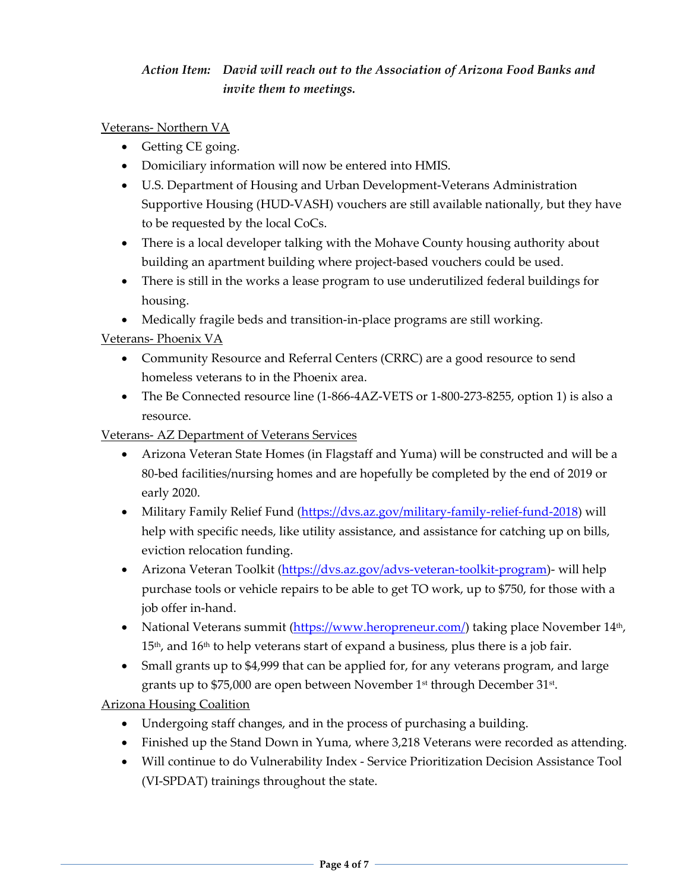*Action Item: David will reach out to the Association of Arizona Food Banks and invite them to meetings.*

<u>Veterans- Northern VA</u>

- Getting CE going.
- Domiciliary information will now be entered into HMIS.
- U.S. Department of Housing and Urban Development-Veterans Administration Supportive Housing (HUD-VASH) vouchers are still available nationally, but they have to be requested by the local CoCs.
- There is a local developer talking with the Mohave County housing authority about building an apartment building where project-based vouchers could be used.
- There is still in the works a lease program to use underutilized federal buildings for housing.
- Medically fragile beds and transition-in-place programs are still working.

<u>Veterans- Phoenix VA</u>

- Community Resource and Referral Centers (CRRC) are a good resource to send homeless veterans to in the Phoenix area.
- The Be Connected resource line (1-866-4AZ-VETS or 1-800-273-8255, option 1) is also a resource.

<u>Veterans- AZ Department of Veterans Services</u>

- Arizona Veteran State Homes (in Flagstaff and Yuma) will be constructed and will be a 80-bed facilities/nursing homes and are hopefully be completed by the end of 2019 or early 2020.
- Military Family Relief Fund ([https://dvs.az.gov/military-family-relief-fund-2018](https://dvs.az.gov/military-family-relief-fund-2018)) will help with specific needs, like utility assistance, and assistance for catching up on bills, eviction relocation funding.
- Arizona Veteran Toolkit ([https://dvs.az.gov/advs-veteran-toolkit-program](https://dvs.az.gov/advs-veteran-toolkit-program))- will help purchase tools or vehicle repairs to be able to get TO work, up to $750, for those with a job offer in-hand.
- National Veterans summit ([https://www.heropreneur.com/](https://www.heropreneur.com/)) taking place November 14th, 15th, and 16th to help veterans start of expand a business, plus there is a job fair.
- Small grants up to $4,999 that can be applied for, for any veterans program, and large grants up to $75,000 are open between November 1st through December 31st.

<u>Arizona Housing Coalition</u>

- Undergoing staff changes, and in the process of purchasing a building.
- Finished up the Stand Down in Yuma, where 3,218 Veterans were recorded as attending.
- Will continue to do Vulnerability Index - Service Prioritization Decision Assistance Tool (VI-SPDAT) trainings throughout the state.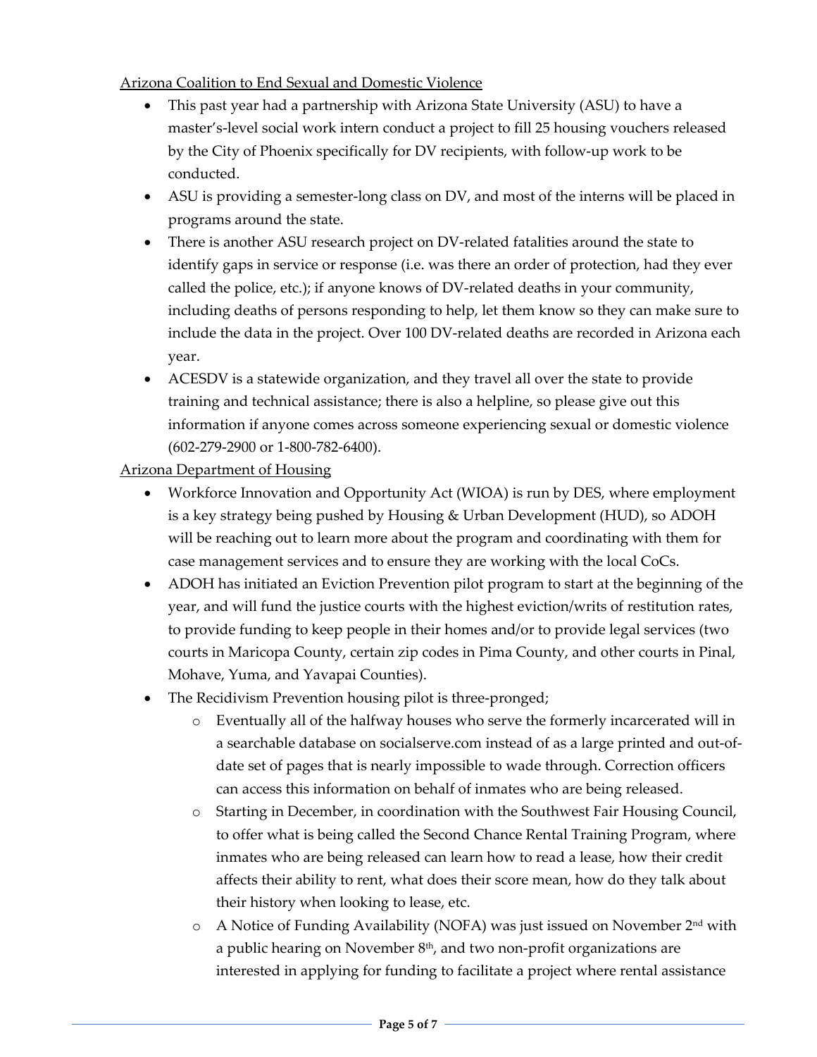Arizona Coalition to End Sexual and Domestic Violence

- This past year had a partnership with Arizona State University (ASU) to have a master's-level social work intern conduct a project to fill 25 housing vouchers released by the City of Phoenix specifically for DV recipients, with follow-up work to be conducted.
- ASU is providing a semester-long class on DV, and most of the interns will be placed in programs around the state.
- There is another ASU research project on DV-related fatalities around the state to identify gaps in service or response (i.e. was there an order of protection, had they ever called the police, etc.); if anyone knows of DV-related deaths in your community, including deaths of persons responding to help, let them know so they can make sure to include the data in the project. Over 100 DV-related deaths are recorded in Arizona each year.
- ACESDV is a statewide organization, and they travel all over the state to provide training and technical assistance; there is also a helpline, so please give out this information if anyone comes across someone experiencing sexual or domestic violence (602-279-2900 or 1-800-782-6400).

Arizona Department of Housing

- Workforce Innovation and Opportunity Act (WIOA) is run by DES, where employment is a key strategy being pushed by Housing & Urban Development (HUD), so ADOH will be reaching out to learn more about the program and coordinating with them for case management services and to ensure they are working with the local CoCs.
- ADOH has initiated an Eviction Prevention pilot program to start at the beginning of the year, and will fund the justice courts with the highest eviction/writs of restitution rates, to provide funding to keep people in their homes and/or to provide legal services (two courts in Maricopa County, certain zip codes in Pima County, and other courts in Pinal, Mohave, Yuma, and Yavapai Counties).
- The Recidivism Prevention housing pilot is three-pronged;
    - Eventually all of the halfway houses who serve the formerly incarcerated will in a searchable database on socialserve.com instead of as a large printed and out-of-date set of pages that is nearly impossible to wade through. Correction officers can access this information on behalf of inmates who are being released.
    - Starting in December, in coordination with the Southwest Fair Housing Council, to offer what is being called the Second Chance Rental Training Program, where inmates who are being released can learn how to read a lease, how their credit affects their ability to rent, what does their score mean, how do they talk about their history when looking to lease, etc.
    - A Notice of Funding Availability (NOFA) was just issued on November 2nd with a public hearing on November 8th, and two non-profit organizations are interested in applying for funding to facilitate a project where rental assistance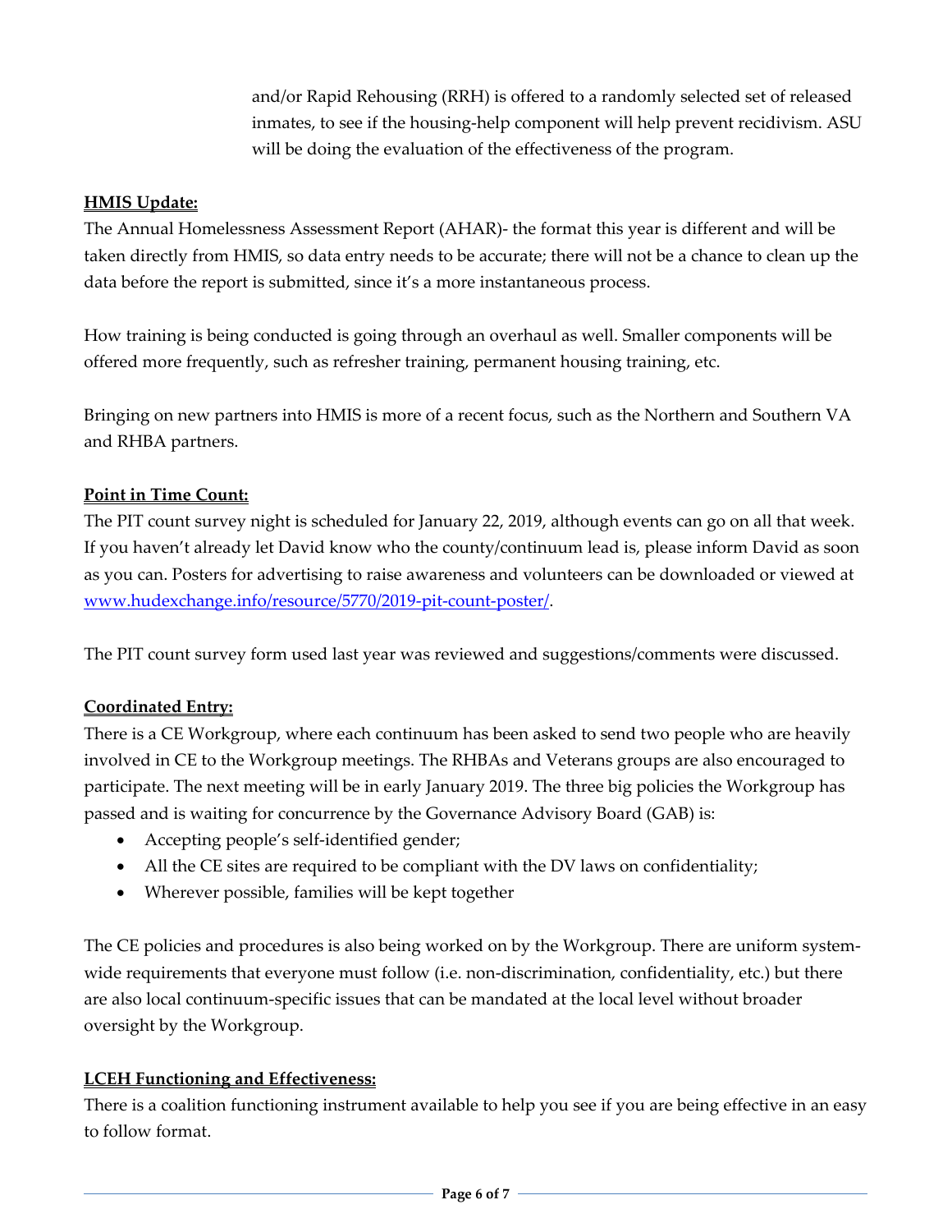and/or Rapid Rehousing (RRH) is offered to a randomly selected set of released inmates, to see if the housing-help component will help prevent recidivism. ASU will be doing the evaluation of the effectiveness of the program.

**HMIS Update:**

The Annual Homelessness Assessment Report (AHAR)- the format this year is different and will be taken directly from HMIS, so data entry needs to be accurate; there will not be a chance to clean up the data before the report is submitted, since it's a more instantaneous process.

How training is being conducted is going through an overhaul as well. Smaller components will be offered more frequently, such as refresher training, permanent housing training, etc.

Bringing on new partners into HMIS is more of a recent focus, such as the Northern and Southern VA and RHBA partners.

**Point in Time Count:**

The PIT count survey night is scheduled for January 22, 2019, although events can go on all that week. If you haven't already let David know who the county/continuum lead is, please inform David as soon as you can. Posters for advertising to raise awareness and volunteers can be downloaded or viewed at www.hudexchange.info/resource/5770/2019-pit-count-poster/.

The PIT count survey form used last year was reviewed and suggestions/comments were discussed.

**Coordinated Entry:**

There is a CE Workgroup, where each continuum has been asked to send two people who are heavily involved in CE to the Workgroup meetings. The RHBAs and Veterans groups are also encouraged to participate. The next meeting will be in early January 2019. The three big policies the Workgroup has passed and is waiting for concurrence by the Governance Advisory Board (GAB) is:

- Accepting people's self-identified gender;
- All the CE sites are required to be compliant with the DV laws on confidentiality;
- Wherever possible, families will be kept together

The CE policies and procedures is also being worked on by the Workgroup. There are uniform system-wide requirements that everyone must follow (i.e. non-discrimination, confidentiality, etc.) but there are also local continuum-specific issues that can be mandated at the local level without broader oversight by the Workgroup.

**LCEH Functioning and Effectiveness:**

There is a coalition functioning instrument available to help you see if you are being effective in an easy to follow format.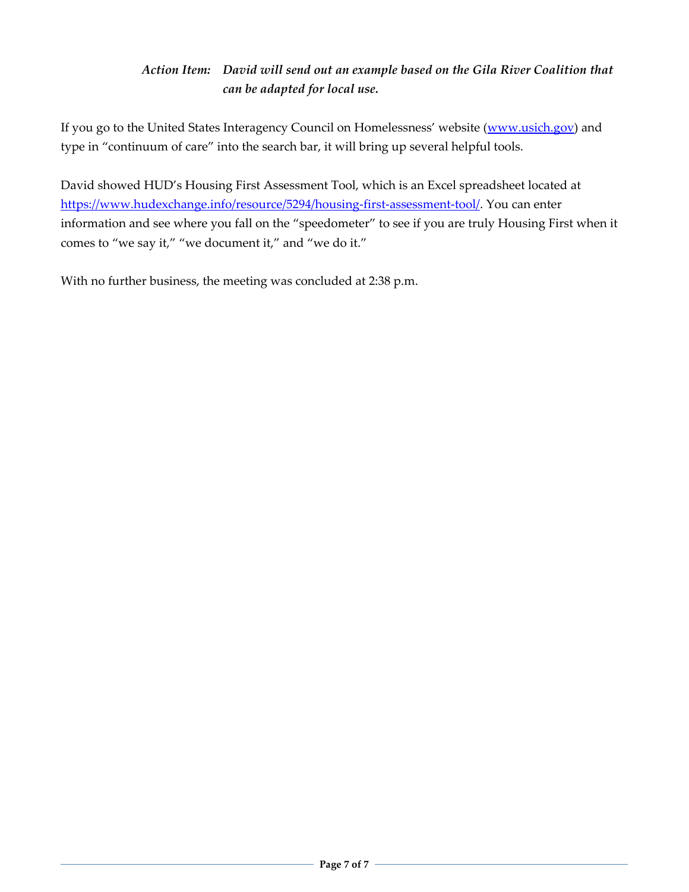*Action Item: David will send out an example based on the Gila River Coalition that can be adapted for local use.*

If you go to the United States Interagency Council on Homelessness' website ([www.usich.gov](http://www.usich.gov)) and type in "continuum of care" into the search bar, it will bring up several helpful tools.

David showed HUD's Housing First Assessment Tool, which is an Excel spreadsheet located at [https://www.hudexchange.info/resource/5294/housing-first-assessment-tool/](https://www.hudexchange.info/resource/5294/housing-first-assessment-tool/). You can enter information and see where you fall on the "speedometer" to see if you are truly Housing First when it comes to "we say it," "we document it," and "we do it."

With no further business, the meeting was concluded at 2:38 p.m.